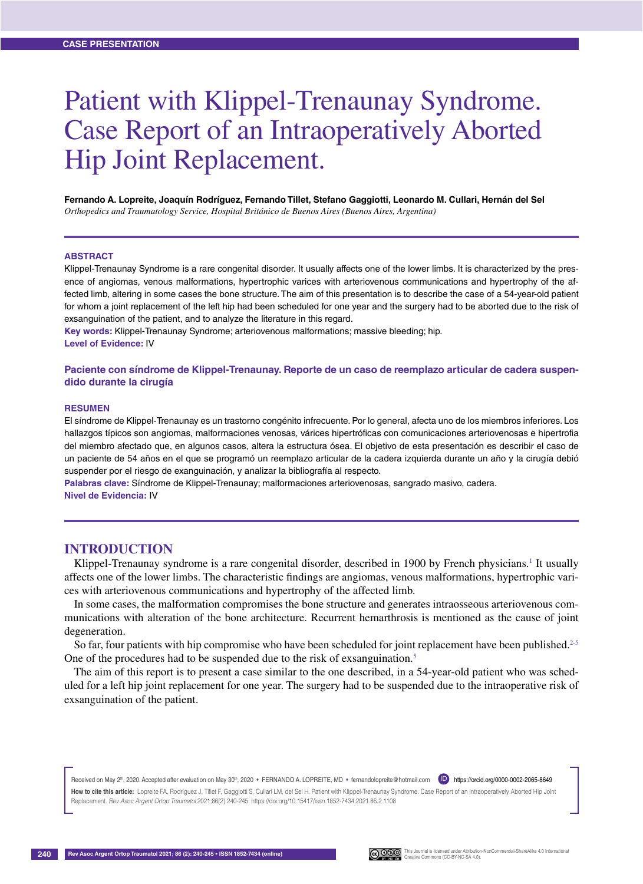CASE PRESENTATION

# Patient with Klippel-Trenaunay Syndrome. Case Report of an Intraoperatively Aborted Hip Joint Replacement.

**Fernando A. Lopreite, Joaquín Rodríguez, Fernando Tillet, Stefano Gaggiotti, Leonardo M. Cullari, Hernán del Sel**
*Orthopedics and Traumatology Service, Hospital Británico de Buenos Aires (Buenos Aires, Argentina)*

## ABSTRACT

Klippel-Trenaunay Syndrome is a rare congenital disorder. It usually affects one of the lower limbs. It is characterized by the presence of angiomas, venous malformations, hypertrophic varices with arteriovenous communications and hypertrophy of the affected limb, altering in some cases the bone structure. The aim of this presentation is to describe the case of a 54-year-old patient for whom a joint replacement of the left hip had been scheduled for one year and the surgery had to be aborted due to the risk of exsanguination of the patient, and to analyze the literature in this regard.

**Key words:** Klippel-Trenaunay Syndrome; arteriovenous malformations; massive bleeding; hip.
**Level of Evidence:** IV

**Paciente con síndrome de Klippel-Trenaunay. Reporte de un caso de reemplazo articular de cadera suspendido durante la cirugía**

## RESUMEN

El síndrome de Klippel-Trenaunay es un trastorno congénito infrecuente. Por lo general, afecta uno de los miembros inferiores. Los hallazgos típicos son angiomas, malformaciones venosas, várices hipertróficas con comunicaciones arteriovenosas e hipertrofia del miembro afectado que, en algunos casos, altera la estructura ósea. El objetivo de esta presentación es describir el caso de un paciente de 54 años en el que se programó un reemplazo articular de la cadera izquierda durante un año y la cirugía debió suspender por el riesgo de exanguinación, y analizar la bibliografía al respecto.

**Palabras clave:** Síndrome de Klippel-Trenaunay; malformaciones arteriovenosas, sangrado masivo, cadera.
**Nivel de Evidencia:** IV

## INTRODUCTION

Klippel-Trenaunay syndrome is a rare congenital disorder, described in 1900 by French physicians.[1] It usually affects one of the lower limbs. The characteristic findings are angiomas, venous malformations, hypertrophic varices with arteriovenous communications and hypertrophy of the affected limb.

In some cases, the malformation compromises the bone structure and generates intraosseous arteriovenous communications with alteration of the bone architecture. Recurrent hemarthrosis is mentioned as the cause of joint degeneration.

So far, four patients with hip compromise who have been scheduled for joint replacement have been published.[2-5] One of the procedures had to be suspended due to the risk of exsanguination.[5]

The aim of this report is to present a case similar to the one described, in a 54-year-old patient who was scheduled for a left hip joint replacement for one year. The surgery had to be suspended due to the intraoperative risk of exsanguination of the patient.

Received on May 2th, 2020. Accepted after evaluation on May 30th, 2020 • FERNANDO A. LOPREITE, MD • fernandolopreite@hotmail.com https://orcid.org/0000-0002-2065-8649

**How to cite this article:** Lopreite FA, Rodríguez J, Tillet F, Gaggiotti S, Cullari LM, del Sel H. Patient with Klippel-Trenaunay Syndrome. Case Report of an Intraoperatively Aborted Hip Joint Replacement. *Rev Asoc Argent Ortop Traumatol* 2021;86(2):240-245. https://doi.org/10.15417/issn.1852-7434.2021.86.2.1108

This Journal is licensed under Attribution-NonCommercial-ShareAlike 4.0 International Creative Commons (CC-BY-NC-SA 4.0).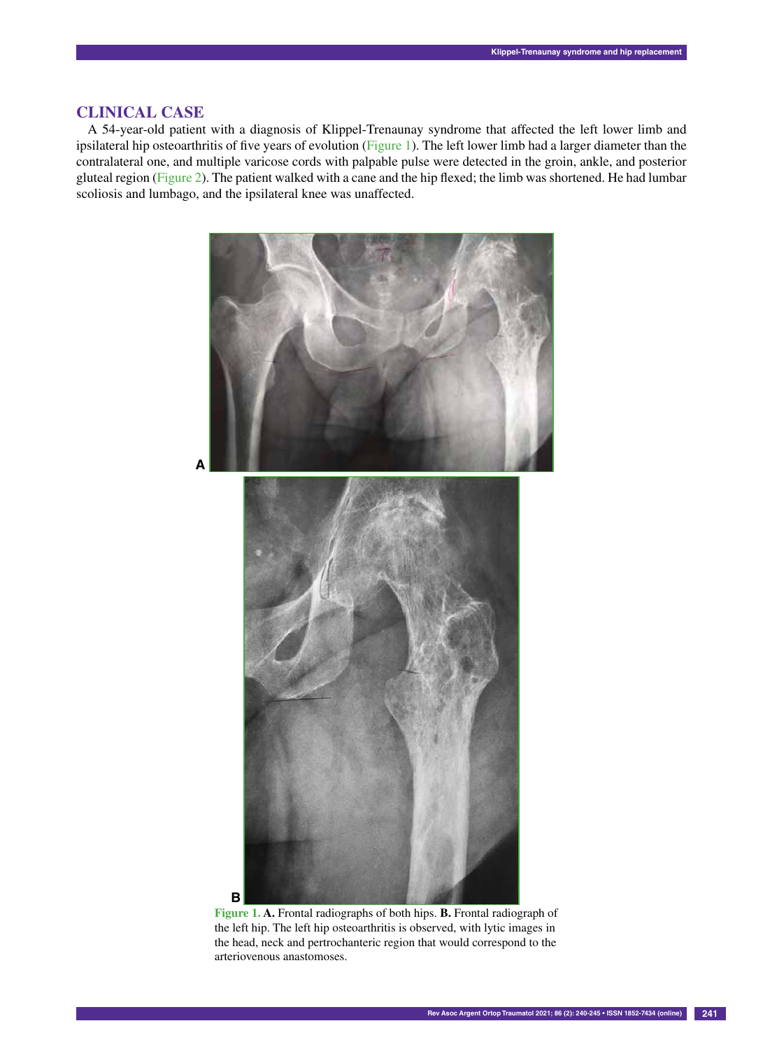## CLINICAL CASE

A 54-year-old patient with a diagnosis of Klippel-Trenaunay syndrome that affected the left lower limb and ipsilateral hip osteoarthritis of five years of evolution (Figure 1). The left lower limb had a larger diameter than the contralateral one, and multiple varicose cords with palpable pulse were detected in the groin, ankle, and posterior gluteal region (Figure 2). The patient walked with a cane and the hip flexed; the limb was shortened. He had lumbar scoliosis and lumbago, and the ipsilateral knee was unaffected.

**Figure 1. A.** Frontal radiographs of both hips. **B.** Frontal radiograph of the left hip. The left hip osteoarthritis is observed, with lytic images in the head, neck and pertrochanteric region that would correspond to the arteriovenous anastomoses.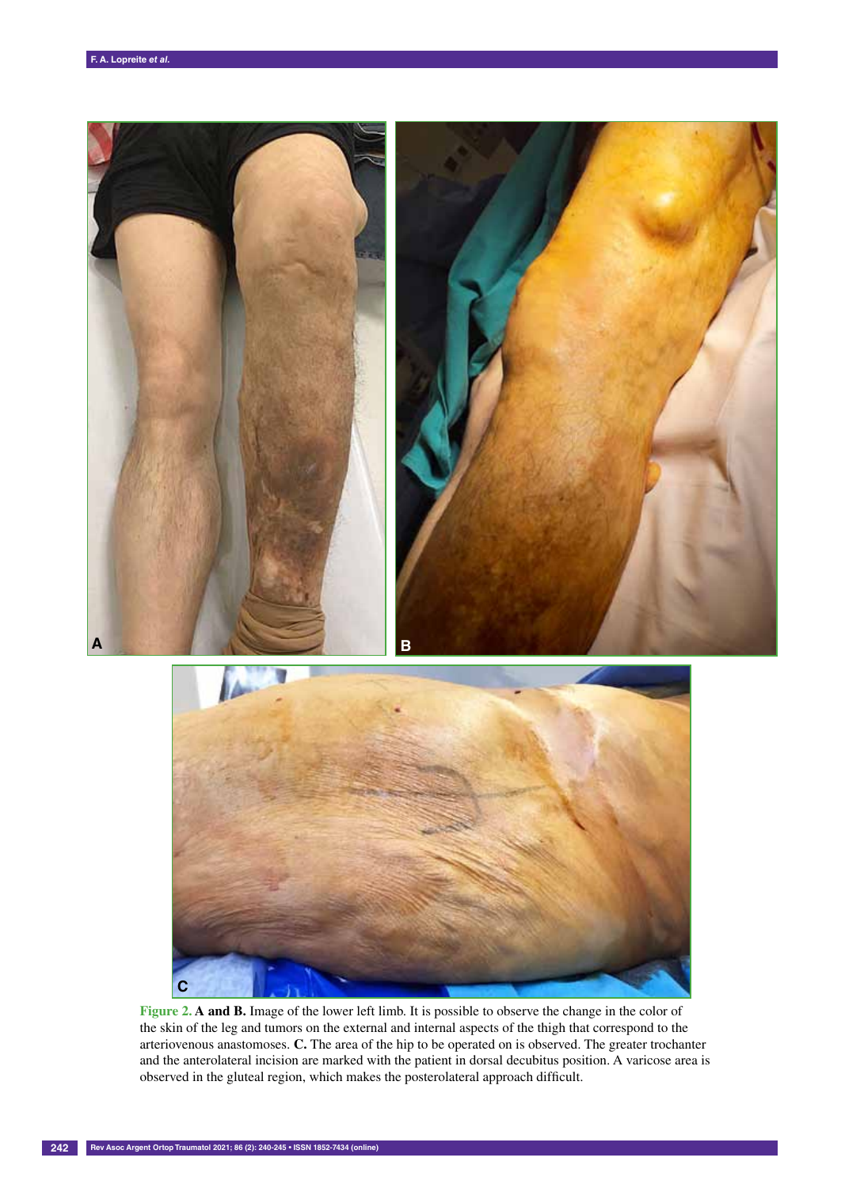**Figure 2. A and B.** Image of the lower left limb. It is possible to observe the change in the color of the skin of the leg and tumors on the external and internal aspects of the thigh that correspond to the arteriovenous anastomoses. **C.** The area of the hip to be operated on is observed. The greater trochanter and the anterolateral incision are marked with the patient in dorsal decubitus position. A varicose area is observed in the gluteal region, which makes the posterolateral approach difficult.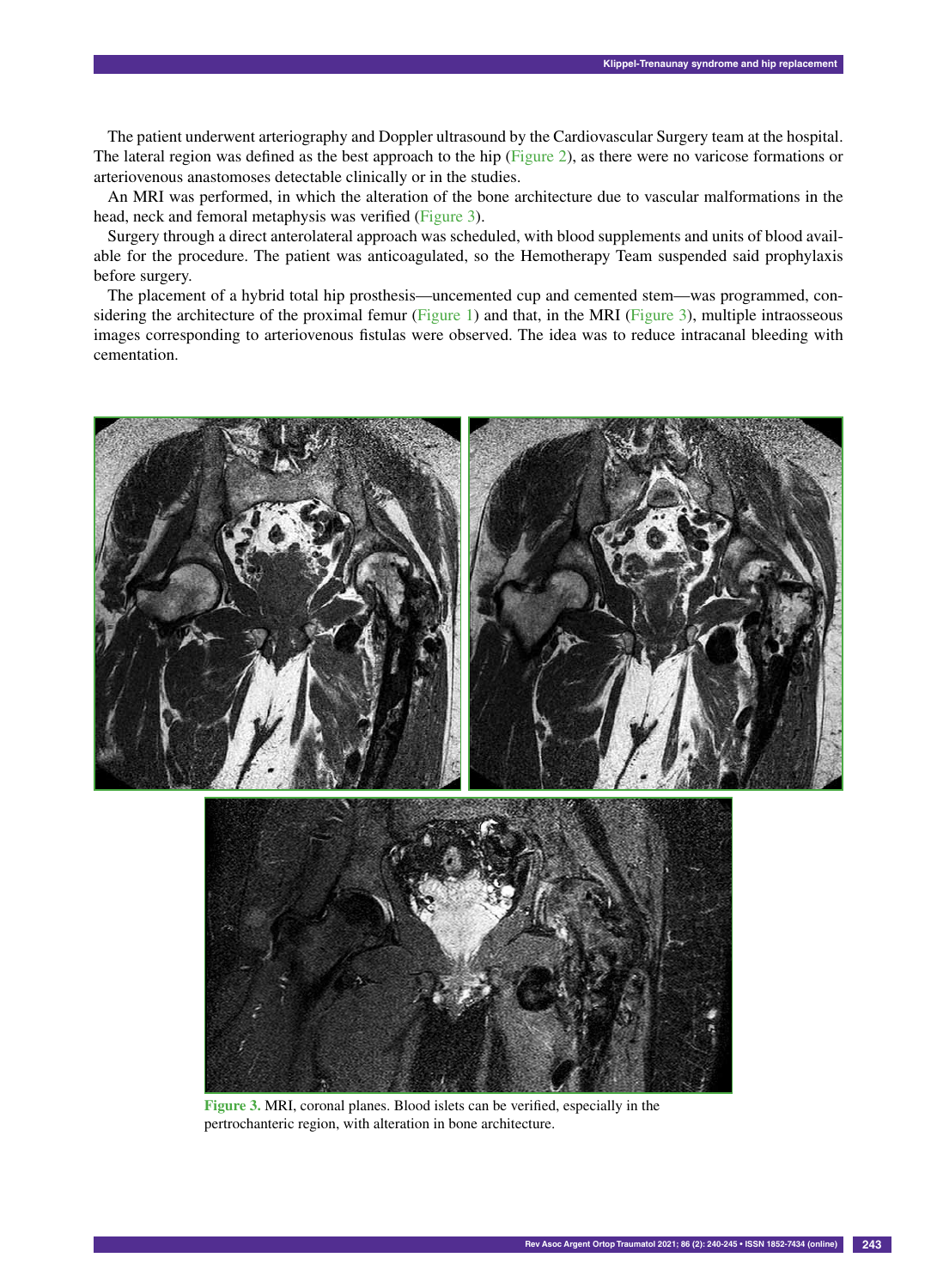The patient underwent arteriography and Doppler ultrasound by the Cardiovascular Surgery team at the hospital. The lateral region was defined as the best approach to the hip (Figure 2), as there were no varicose formations or arteriovenous anastomoses detectable clinically or in the studies.

An MRI was performed, in which the alteration of the bone architecture due to vascular malformations in the head, neck and femoral metaphysis was verified (Figure 3).

Surgery through a direct anterolateral approach was scheduled, with blood supplements and units of blood available for the procedure. The patient was anticoagulated, so the Hemotherapy Team suspended said prophylaxis before surgery.

The placement of a hybrid total hip prosthesis—uncemented cup and cemented stem—was programmed, considering the architecture of the proximal femur (Figure 1) and that, in the MRI (Figure 3), multiple intraosseous images corresponding to arteriovenous fistulas were observed. The idea was to reduce intracanal bleeding with cementation.

**Figure 3.** MRI, coronal planes. Blood islets can be verified, especially in the pertrochanteric region, with alteration in bone architecture.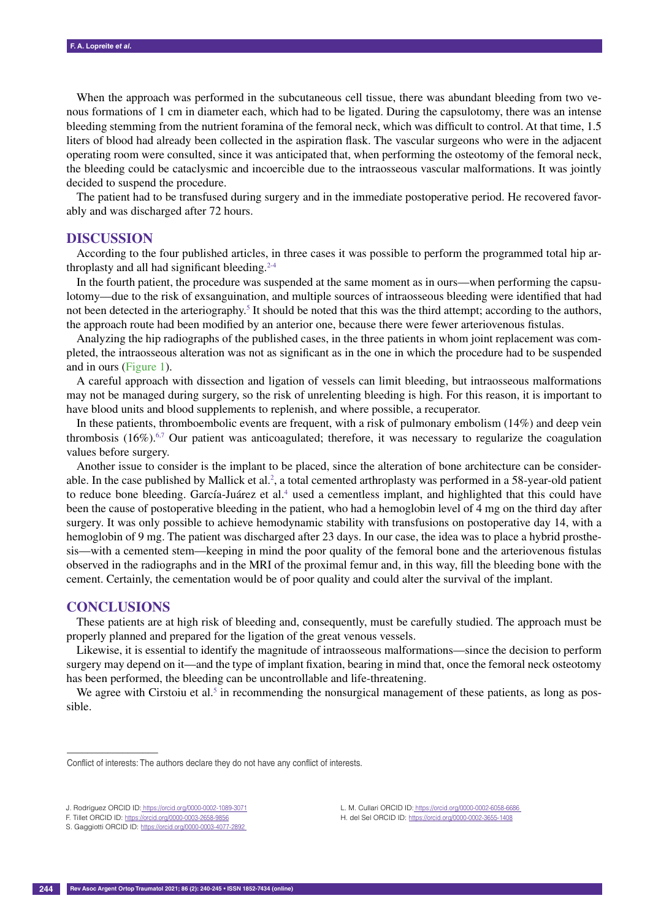When the approach was performed in the subcutaneous cell tissue, there was abundant bleeding from two venous formations of 1 cm in diameter each, which had to be ligated. During the capsulotomy, there was an intense bleeding stemming from the nutrient foramina of the femoral neck, which was difficult to control. At that time, 1.5 liters of blood had already been collected in the aspiration flask. The vascular surgeons who were in the adjacent operating room were consulted, since it was anticipated that, when performing the osteotomy of the femoral neck, the bleeding could be cataclysmic and incoercible due to the intraosseous vascular malformations. It was jointly decided to suspend the procedure.

The patient had to be transfused during surgery and in the immediate postoperative period. He recovered favorably and was discharged after 72 hours.

## DISCUSSION

According to the four published articles, in three cases it was possible to perform the programmed total hip arthroplasty and all had significant bleeding.[2-4]

In the fourth patient, the procedure was suspended at the same moment as in ours—when performing the capsulotomy—due to the risk of exsanguination, and multiple sources of intraosseous bleeding were identified that had not been detected in the arteriography.[5] It should be noted that this was the third attempt; according to the authors, the approach route had been modified by an anterior one, because there were fewer arteriovenous fistulas.

Analyzing the hip radiographs of the published cases, in the three patients in whom joint replacement was completed, the intraosseous alteration was not as significant as in the one in which the procedure had to be suspended and in ours (Figure 1).

A careful approach with dissection and ligation of vessels can limit bleeding, but intraosseous malformations may not be managed during surgery, so the risk of unrelenting bleeding is high. For this reason, it is important to have blood units and blood supplements to replenish, and where possible, a recuperator.

In these patients, thromboembolic events are frequent, with a risk of pulmonary embolism (14%) and deep vein thrombosis (16%).[6,7] Our patient was anticoagulated; therefore, it was necessary to regularize the coagulation values before surgery.

Another issue to consider is the implant to be placed, since the alteration of bone architecture can be considerable. In the case published by Mallick et al.[2], a total cemented arthroplasty was performed in a 58-year-old patient to reduce bone bleeding. García-Juárez et al.[4] used a cementless implant, and highlighted that this could have been the cause of postoperative bleeding in the patient, who had a hemoglobin level of 4 mg on the third day after surgery. It was only possible to achieve hemodynamic stability with transfusions on postoperative day 14, with a hemoglobin of 9 mg. The patient was discharged after 23 days. In our case, the idea was to place a hybrid prosthesis—with a cemented stem—keeping in mind the poor quality of the femoral bone and the arteriovenous fistulas observed in the radiographs and in the MRI of the proximal femur and, in this way, fill the bleeding bone with the cement. Certainly, the cementation would be of poor quality and could alter the survival of the implant.

## CONCLUSIONS

These patients are at high risk of bleeding and, consequently, must be carefully studied. The approach must be properly planned and prepared for the ligation of the great venous vessels.

Likewise, it is essential to identify the magnitude of intraosseous malformations—since the decision to perform surgery may depend on it—and the type of implant fixation, bearing in mind that, once the femoral neck osteotomy has been performed, the bleeding can be uncontrollable and life-threatening.

We agree with Cirstoiu et al.[5] in recommending the nonsurgical management of these patients, as long as possible.

---

Conflict of interests: The authors declare they do not have any conflict of interests.

J. Rodriguez ORCID ID: https://orcid.org/0000-0002-1089-3071
F. Tillet ORCID ID: https://orcid.org/0000-0003-2658-9856
S. Gaggiotti ORCID ID: https://orcid.org/0000-0003-4077-2892
L. M. Cullari ORCID ID: https://orcid.org/0000-0002-6058-6686
H. del Sel ORCID ID: https://orcid.org/0000-0002-3655-1408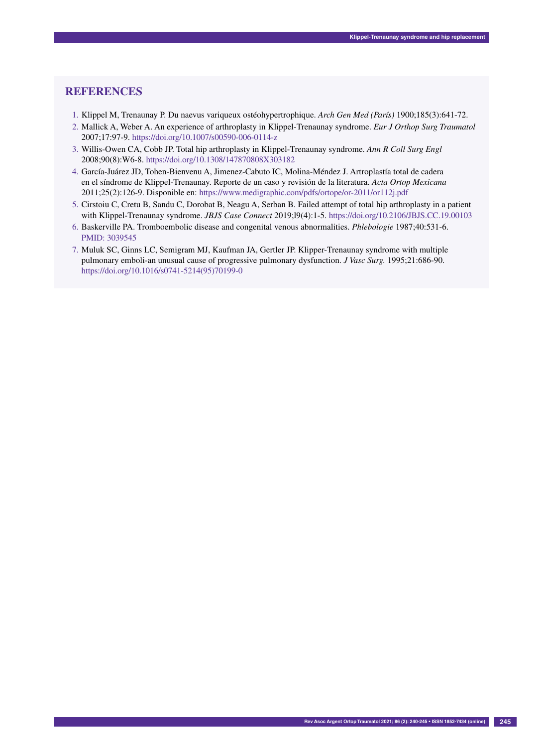## REFERENCES

1. Klippel M, Trenaunay P. Du naevus variqueux ostéohypertrophique. *Arch Gen Med (París)* 1900;185(3):641-72.
2. Mallick A, Weber A. An experience of arthroplasty in Klippel-Trenaunay syndrome. *Eur J Orthop Surg Traumatol* 2007;17:97-9. https://doi.org/10.1007/s00590-006-0114-z
3. Willis-Owen CA, Cobb JP. Total hip arthroplasty in Klippel-Trenaunay syndrome. *Ann R Coll Surg Engl* 2008;90(8):W6-8. https://doi.org/10.1308/147870808X303182
4. García-Juárez JD, Tohen-Bienvenu A, Jimenez-Cabuto IC, Molina-Méndez J. Artroplastía total de cadera en el síndrome de Klippel-Trenaunay. Reporte de un caso y revisión de la literatura. *Acta Ortop Mexicana* 2011;25(2):126-9. Disponible en: https://www.medigraphic.com/pdfs/ortope/or-2011/or112j.pdf
5. Cirstoiu C, Cretu B, Sandu C, Dorobat B, Neagu A, Serban B. Failed attempt of total hip arthroplasty in a patient with Klippel-Trenaunay syndrome. *JBJS Case Connect* 2019;l9(4):1-5. https://doi.org/10.2106/JBJS.CC.19.00103
6. Baskerville PA. Tromboembolic disease and congenital venous abnormalities. *Phlebologie* 1987;40:531-6. PMID: 3039545
7. Muluk SC, Ginns LC, Semigram MJ, Kaufman JA, Gertler JP. Klipper-Trenaunay syndrome with multiple pulmonary emboli-an unusual cause of progressive pulmonary dysfunction. *J Vasc Surg.* 1995;21:686-90. https://doi.org/10.1016/s0741-5214(95)70199-0